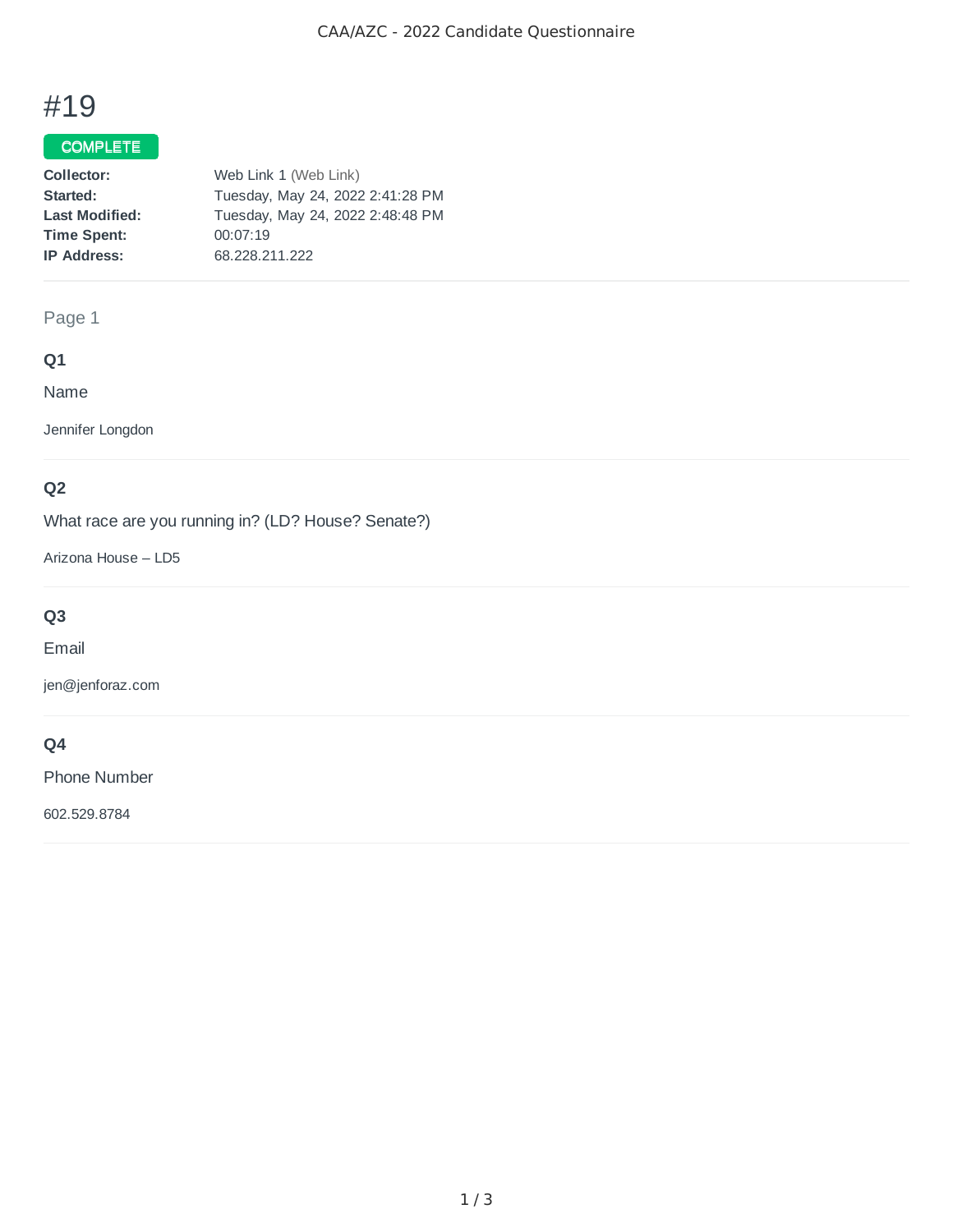# #19

**COMPLETE**

| | |
|---|---|
| **Collector:** | Web Link 1 (Web Link) |
| **Started:** | Tuesday, May 24, 2022 2:41:28 PM |
| **Last Modified:** | Tuesday, May 24, 2022 2:48:48 PM |
| **Time Spent:** | 00:07:19 |
| **IP Address:** | 68.228.211.222 |

## Page 1

### Q1

Name

Jennifer Longdon

### Q2

What race are you running in? (LD? House? Senate?)

Arizona House – LD5

### Q3

Email

jen@jenforaz.com

### Q4

Phone Number

602.529.8784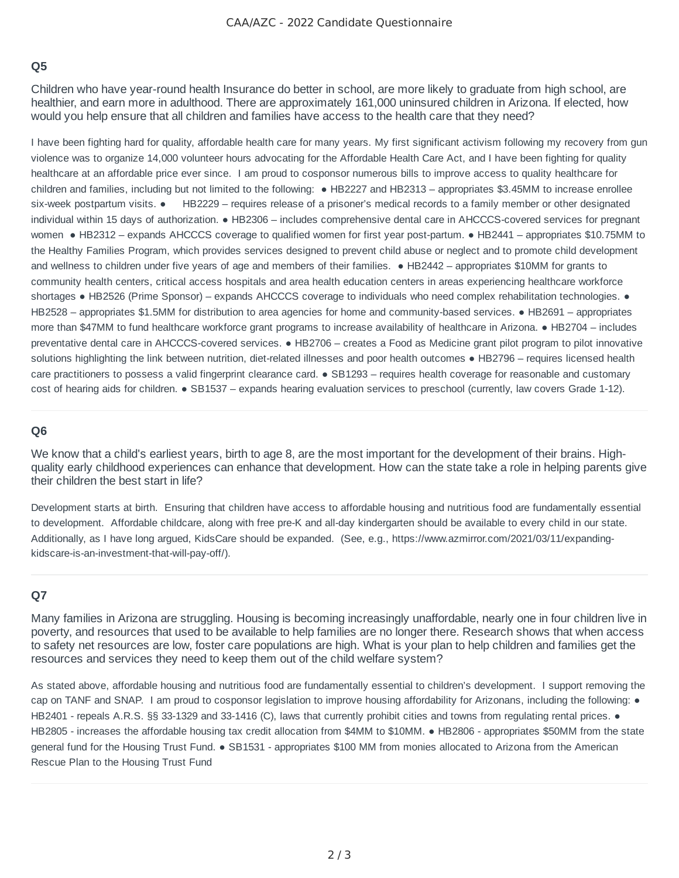## Q5

Children who have year-round health Insurance do better in school, are more likely to graduate from high school, are healthier, and earn more in adulthood. There are approximately 161,000 uninsured children in Arizona. If elected, how would you help ensure that all children and families have access to the health care that they need?

I have been fighting hard for quality, affordable health care for many years. My first significant activism following my recovery from gun violence was to organize 14,000 volunteer hours advocating for the Affordable Health Care Act, and I have been fighting for quality healthcare at an affordable price ever since. I am proud to cosponsor numerous bills to improve access to quality healthcare for children and families, including but not limited to the following: ● HB2227 and HB2313 – appropriates $3.45MM to increase enrollee six-week postpartum visits. ● HB2229 – requires release of a prisoner's medical records to a family member or other designated individual within 15 days of authorization. ● HB2306 – includes comprehensive dental care in AHCCCS-covered services for pregnant women ● HB2312 – expands AHCCCS coverage to qualified women for first year post-partum. ● HB2441 – appropriates $10.75MM to the Healthy Families Program, which provides services designed to prevent child abuse or neglect and to promote child development and wellness to children under five years of age and members of their families. ● HB2442 – appropriates $10MM for grants to community health centers, critical access hospitals and area health education centers in areas experiencing healthcare workforce shortages ● HB2526 (Prime Sponsor) – expands AHCCCS coverage to individuals who need complex rehabilitation technologies. ● HB2528 – appropriates $1.5MM for distribution to area agencies for home and community-based services. ● HB2691 – appropriates more than $47MM to fund healthcare workforce grant programs to increase availability of healthcare in Arizona. ● HB2704 – includes preventative dental care in AHCCCS-covered services. ● HB2706 – creates a Food as Medicine grant pilot program to pilot innovative solutions highlighting the link between nutrition, diet-related illnesses and poor health outcomes ● HB2796 – requires licensed health care practitioners to possess a valid fingerprint clearance card. ● SB1293 – requires health coverage for reasonable and customary cost of hearing aids for children. ● SB1537 – expands hearing evaluation services to preschool (currently, law covers Grade 1-12).

## Q6

We know that a child's earliest years, birth to age 8, are the most important for the development of their brains. High-quality early childhood experiences can enhance that development. How can the state take a role in helping parents give their children the best start in life?

Development starts at birth. Ensuring that children have access to affordable housing and nutritious food are fundamentally essential to development. Affordable childcare, along with free pre-K and all-day kindergarten should be available to every child in our state. Additionally, as I have long argued, KidsCare should be expanded. (See, e.g., https://www.azmirror.com/2021/03/11/expanding-kidscare-is-an-investment-that-will-pay-off/).

## Q7

Many families in Arizona are struggling. Housing is becoming increasingly unaffordable, nearly one in four children live in poverty, and resources that used to be available to help families are no longer there. Research shows that when access to safety net resources are low, foster care populations are high. What is your plan to help children and families get the resources and services they need to keep them out of the child welfare system?

As stated above, affordable housing and nutritious food are fundamentally essential to children's development. I support removing the cap on TANF and SNAP. I am proud to cosponsor legislation to improve housing affordability for Arizonans, including the following: ● HB2401 - repeals A.R.S. §§ 33-1329 and 33-1416 (C), laws that currently prohibit cities and towns from regulating rental prices. ● HB2805 - increases the affordable housing tax credit allocation from $4MM to $10MM. ● HB2806 - appropriates $50MM from the state general fund for the Housing Trust Fund. ● SB1531 - appropriates $100 MM from monies allocated to Arizona from the American Rescue Plan to the Housing Trust Fund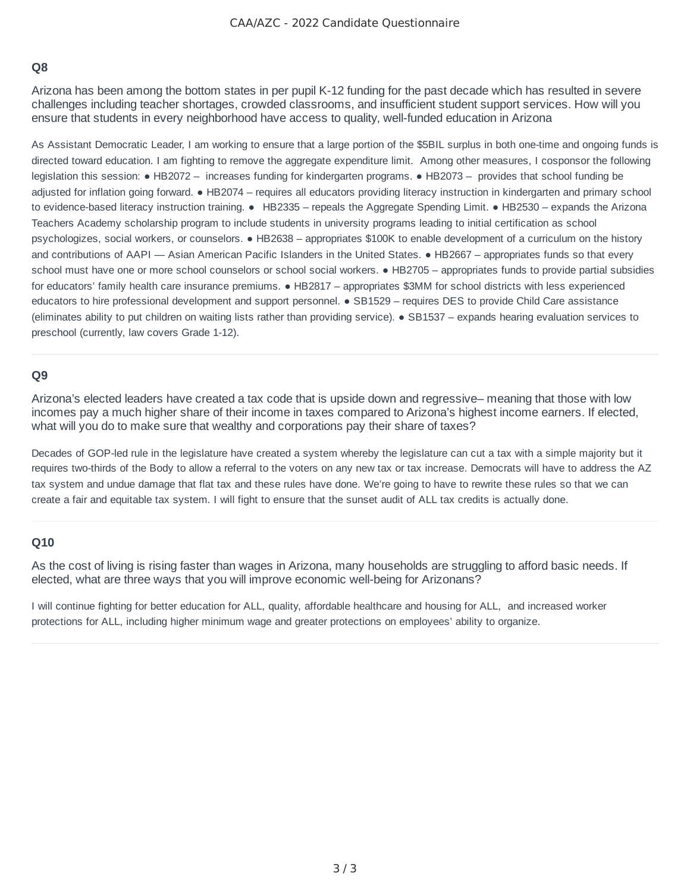### Q8

Arizona has been among the bottom states in per pupil K-12 funding for the past decade which has resulted in severe challenges including teacher shortages, crowded classrooms, and insufficient student support services. How will you ensure that students in every neighborhood have access to quality, well-funded education in Arizona

As Assistant Democratic Leader, I am working to ensure that a large portion of the $5BIL surplus in both one-time and ongoing funds is directed toward education. I am fighting to remove the aggregate expenditure limit. Among other measures, I cosponsor the following legislation this session: ● HB2072 – increases funding for kindergarten programs. ● HB2073 – provides that school funding be adjusted for inflation going forward. ● HB2074 – requires all educators providing literacy instruction in kindergarten and primary school to evidence-based literacy instruction training. ● HB2335 – repeals the Aggregate Spending Limit. ● HB2530 – expands the Arizona Teachers Academy scholarship program to include students in university programs leading to initial certification as school psychologizes, social workers, or counselors. ● HB2638 – appropriates $100K to enable development of a curriculum on the history and contributions of AAPI — Asian American Pacific Islanders in the United States. ● HB2667 – appropriates funds so that every school must have one or more school counselors or school social workers. ● HB2705 – appropriates funds to provide partial subsidies for educators' family health care insurance premiums. ● HB2817 – appropriates $3MM for school districts with less experienced educators to hire professional development and support personnel. ● SB1529 – requires DES to provide Child Care assistance (eliminates ability to put children on waiting lists rather than providing service). ● SB1537 – expands hearing evaluation services to preschool (currently, law covers Grade 1-12).

### Q9

Arizona's elected leaders have created a tax code that is upside down and regressive– meaning that those with low incomes pay a much higher share of their income in taxes compared to Arizona's highest income earners. If elected, what will you do to make sure that wealthy and corporations pay their share of taxes?

Decades of GOP-led rule in the legislature have created a system whereby the legislature can cut a tax with a simple majority but it requires two-thirds of the Body to allow a referral to the voters on any new tax or tax increase. Democrats will have to address the AZ tax system and undue damage that flat tax and these rules have done. We're going to have to rewrite these rules so that we can create a fair and equitable tax system. I will fight to ensure that the sunset audit of ALL tax credits is actually done.

### Q10

As the cost of living is rising faster than wages in Arizona, many households are struggling to afford basic needs. If elected, what are three ways that you will improve economic well-being for Arizonans?

I will continue fighting for better education for ALL, quality, affordable healthcare and housing for ALL, and increased worker protections for ALL, including higher minimum wage and greater protections on employees' ability to organize.